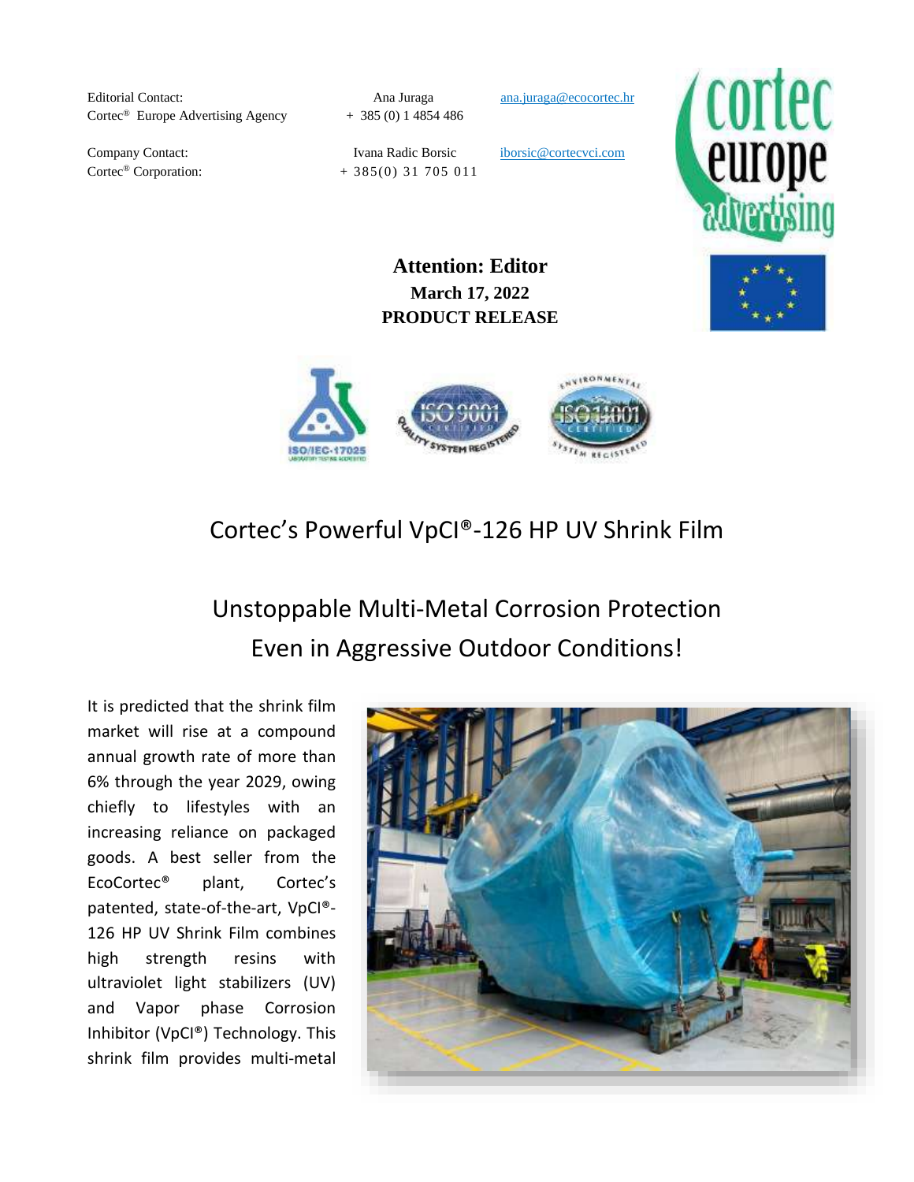Editorial Contact: Ana Juraga ana.juraga@ecocortec.hr
Cortec® Europe Advertising Agency + 385 (0) 1 4854 486

Company Contact: Ivana Radic Borsic iborsic@cortecvci.com
Cortec® Corporation: + 385(0) 31 705 011

**Attention: Editor**
**March 17, 2022**
**PRODUCT RELEASE**

# Cortec's Powerful VpCI®-126 HP UV Shrink Film

## Unstoppable Multi-Metal Corrosion Protection Even in Aggressive Outdoor Conditions!

It is predicted that the shrink film market will rise at a compound annual growth rate of more than 6% through the year 2029, owing chiefly to lifestyles with an increasing reliance on packaged goods. A best seller from the EcoCortec® plant, Cortec's patented, state-of-the-art, VpCI®-126 HP UV Shrink Film combines high strength resins with ultraviolet light stabilizers (UV) and Vapor phase Corrosion Inhibitor (VpCI®) Technology. This shrink film provides multi-metal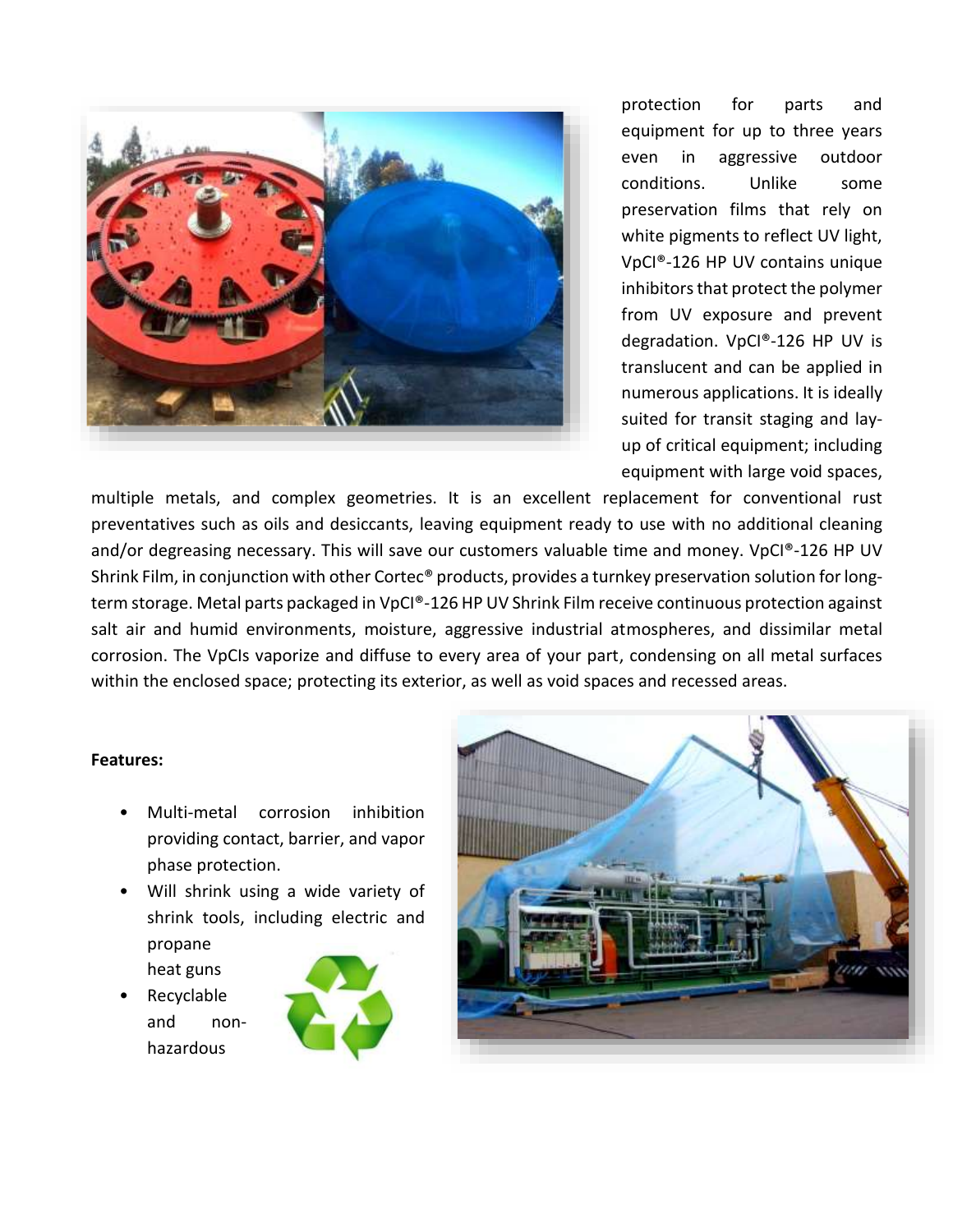protection for parts and equipment for up to three years even in aggressive outdoor conditions. Unlike some preservation films that rely on white pigments to reflect UV light, VpCI®-126 HP UV contains unique inhibitors that protect the polymer from UV exposure and prevent degradation. VpCI®-126 HP UV is translucent and can be applied in numerous applications. It is ideally suited for transit staging and lay-up of critical equipment; including equipment with large void spaces, multiple metals, and complex geometries. It is an excellent replacement for conventional rust preventatives such as oils and desiccants, leaving equipment ready to use with no additional cleaning and/or degreasing necessary. This will save our customers valuable time and money. VpCI®-126 HP UV Shrink Film, in conjunction with other Cortec® products, provides a turnkey preservation solution for long-term storage. Metal parts packaged in VpCI®-126 HP UV Shrink Film receive continuous protection against salt air and humid environments, moisture, aggressive industrial atmospheres, and dissimilar metal corrosion. The VpCIs vaporize and diffuse to every area of your part, condensing on all metal surfaces within the enclosed space; protecting its exterior, as well as void spaces and recessed areas.

**Features:**

- Multi-metal corrosion inhibition providing contact, barrier, and vapor phase protection.
- Will shrink using a wide variety of shrink tools, including electric and propane heat guns
- Recyclable and non-hazardous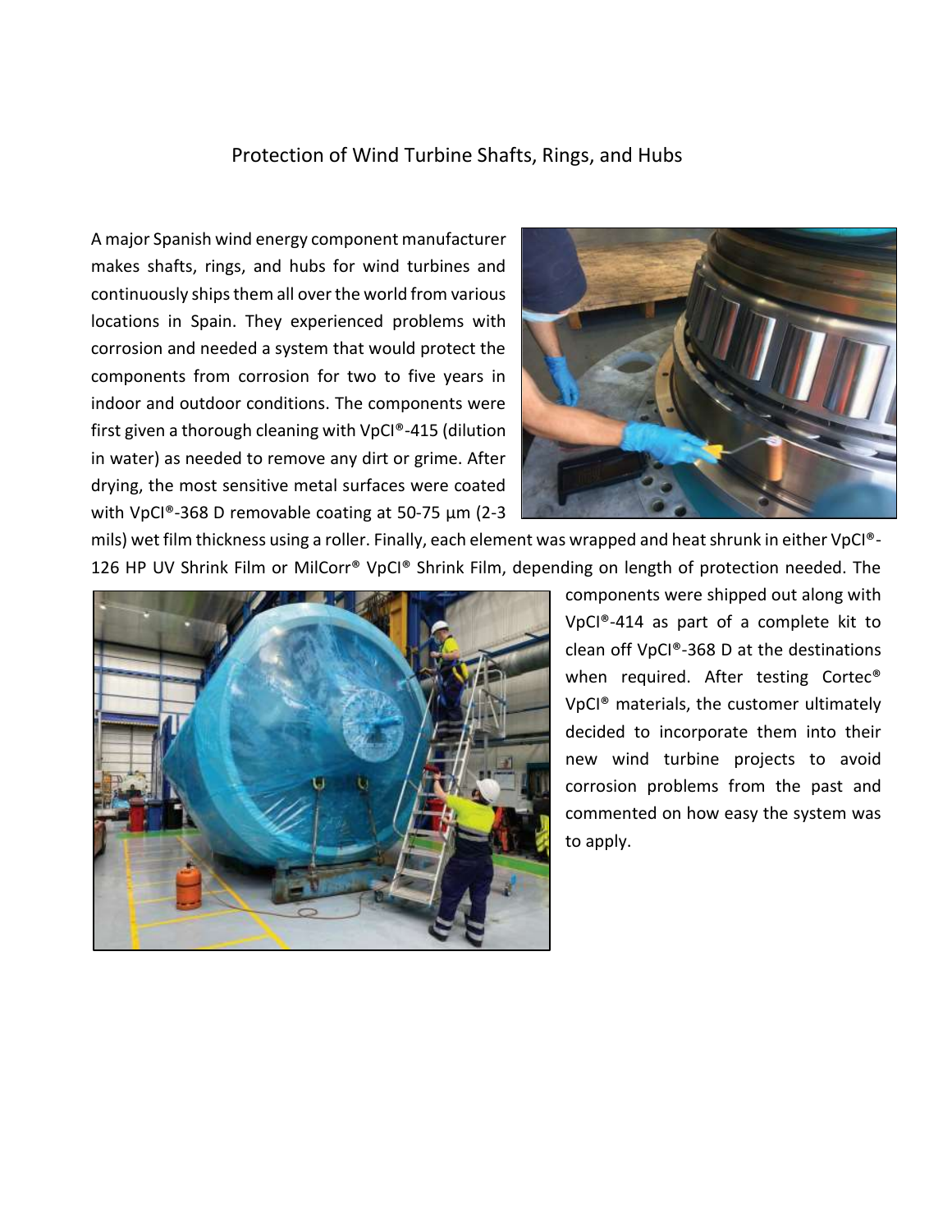## Protection of Wind Turbine Shafts, Rings, and Hubs

A major Spanish wind energy component manufacturer makes shafts, rings, and hubs for wind turbines and continuously ships them all over the world from various locations in Spain. They experienced problems with corrosion and needed a system that would protect the components from corrosion for two to five years in indoor and outdoor conditions. The components were first given a thorough cleaning with VpCI®-415 (dilution in water) as needed to remove any dirt or grime. After drying, the most sensitive metal surfaces were coated with VpCI®-368 D removable coating at 50-75 µm (2-3 mils) wet film thickness using a roller. Finally, each element was wrapped and heat shrunk in either VpCI®-126 HP UV Shrink Film or MilCorr® VpCI® Shrink Film, depending on length of protection needed. The components were shipped out along with VpCI®-414 as part of a complete kit to clean off VpCI®-368 D at the destinations when required. After testing Cortec® VpCI® materials, the customer ultimately decided to incorporate them into their new wind turbine projects to avoid corrosion problems from the past and commented on how easy the system was to apply.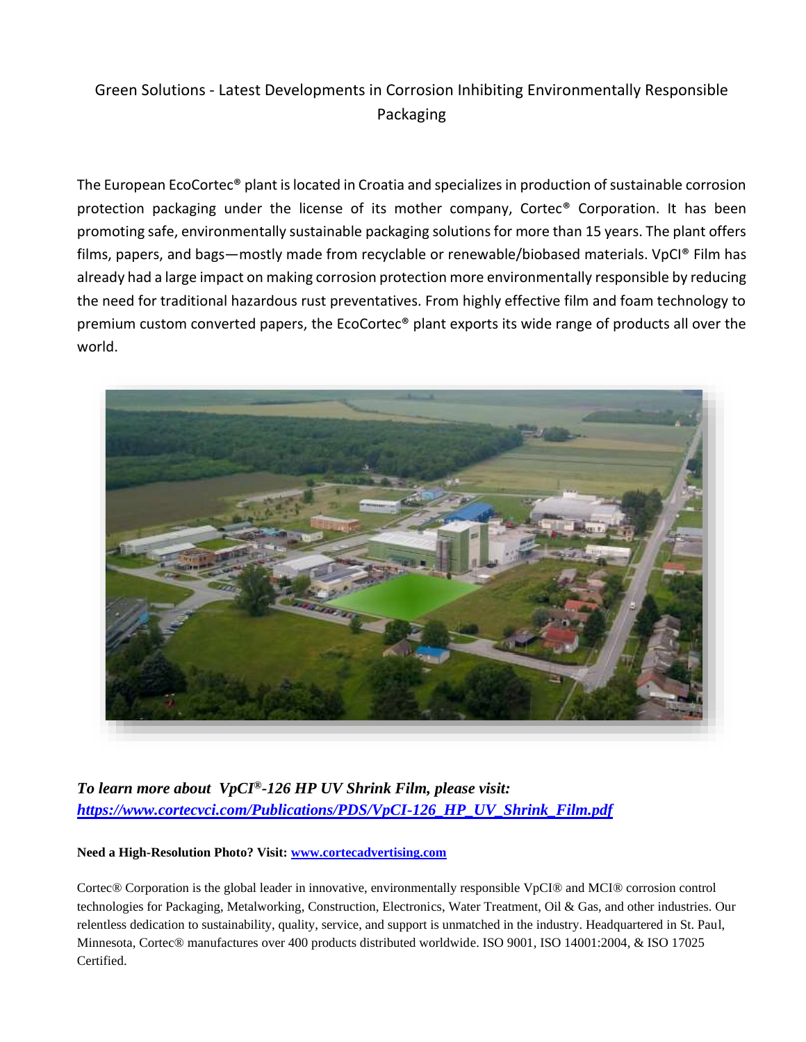Green Solutions - Latest Developments in Corrosion Inhibiting Environmentally Responsible Packaging

The European EcoCortec® plant is located in Croatia and specializes in production of sustainable corrosion protection packaging under the license of its mother company, Cortec® Corporation. It has been promoting safe, environmentally sustainable packaging solutions for more than 15 years. The plant offers films, papers, and bags—mostly made from recyclable or renewable/biobased materials. VpCI® Film has already had a large impact on making corrosion protection more environmentally responsible by reducing the need for traditional hazardous rust preventatives. From highly effective film and foam technology to premium custom converted papers, the EcoCortec® plant exports its wide range of products all over the world.

***To learn more about VpCI®-126 HP UV Shrink Film, please visit:***
***https://www.cortecvci.com/Publications/PDS/VpCI-126_HP_UV_Shrink_Film.pdf***

**Need a High-Resolution Photo? Visit: www.cortecadvertising.com**

Cortec® Corporation is the global leader in innovative, environmentally responsible VpCI® and MCI® corrosion control technologies for Packaging, Metalworking, Construction, Electronics, Water Treatment, Oil & Gas, and other industries. Our relentless dedication to sustainability, quality, service, and support is unmatched in the industry. Headquartered in St. Paul, Minnesota, Cortec® manufactures over 400 products distributed worldwide. ISO 9001, ISO 14001:2004, & ISO 17025 Certified.